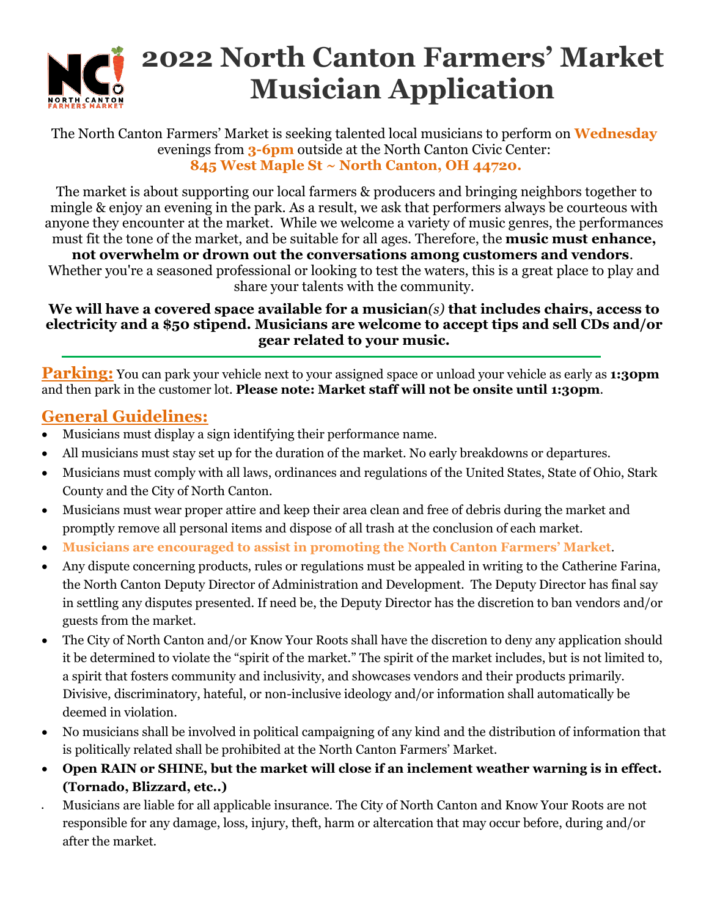# 2022 North Canton Farmers' Market Musician Application

The North Canton Farmers' Market is seeking talented local musicians to perform on **Wednesday** evenings from **3-6pm** outside at the North Canton Civic Center: **845 West Maple St ~ North Canton, OH 44720.**

The market is about supporting our local farmers & producers and bringing neighbors together to mingle & enjoy an evening in the park. As a result, we ask that performers always be courteous with anyone they encounter at the market. While we welcome a variety of music genres, the performances must fit the tone of the market, and be suitable for all ages. Therefore, the **music must enhance, not overwhelm or drown out the conversations among customers and vendors**. Whether you're a seasoned professional or looking to test the waters, this is a great place to play and share your talents with the community.

**We will have a covered space available for a musician*(s)* that includes chairs, access to electricity and a $50 stipend. Musicians are welcome to accept tips and sell CDs and/or gear related to your music.**

**Parking:** You can park your vehicle next to your assigned space or unload your vehicle as early as **1:30pm** and then park in the customer lot. **Please note: Market staff will not be onsite until 1:30pm**.

## General Guidelines:

- Musicians must display a sign identifying their performance name.
- All musicians must stay set up for the duration of the market. No early breakdowns or departures.
- Musicians must comply with all laws, ordinances and regulations of the United States, State of Ohio, Stark County and the City of North Canton.
- Musicians must wear proper attire and keep their area clean and free of debris during the market and promptly remove all personal items and dispose of all trash at the conclusion of each market.
- **Musicians are encouraged to assist in promoting the North Canton Farmers' Market**.
- Any dispute concerning products, rules or regulations must be appealed in writing to the Catherine Farina, the North Canton Deputy Director of Administration and Development. The Deputy Director has final say in settling any disputes presented. If need be, the Deputy Director has the discretion to ban vendors and/or guests from the market.
- The City of North Canton and/or Know Your Roots shall have the discretion to deny any application should it be determined to violate the "spirit of the market." The spirit of the market includes, but is not limited to, a spirit that fosters community and inclusivity, and showcases vendors and their products primarily. Divisive, discriminatory, hateful, or non-inclusive ideology and/or information shall automatically be deemed in violation.
- No musicians shall be involved in political campaigning of any kind and the distribution of information that is politically related shall be prohibited at the North Canton Farmers' Market.
- **Open RAIN or SHINE, but the market will close if an inclement weather warning is in effect. (Tornado, Blizzard, etc..)**
- Musicians are liable for all applicable insurance. The City of North Canton and Know Your Roots are not responsible for any damage, loss, injury, theft, harm or altercation that may occur before, during and/or after the market.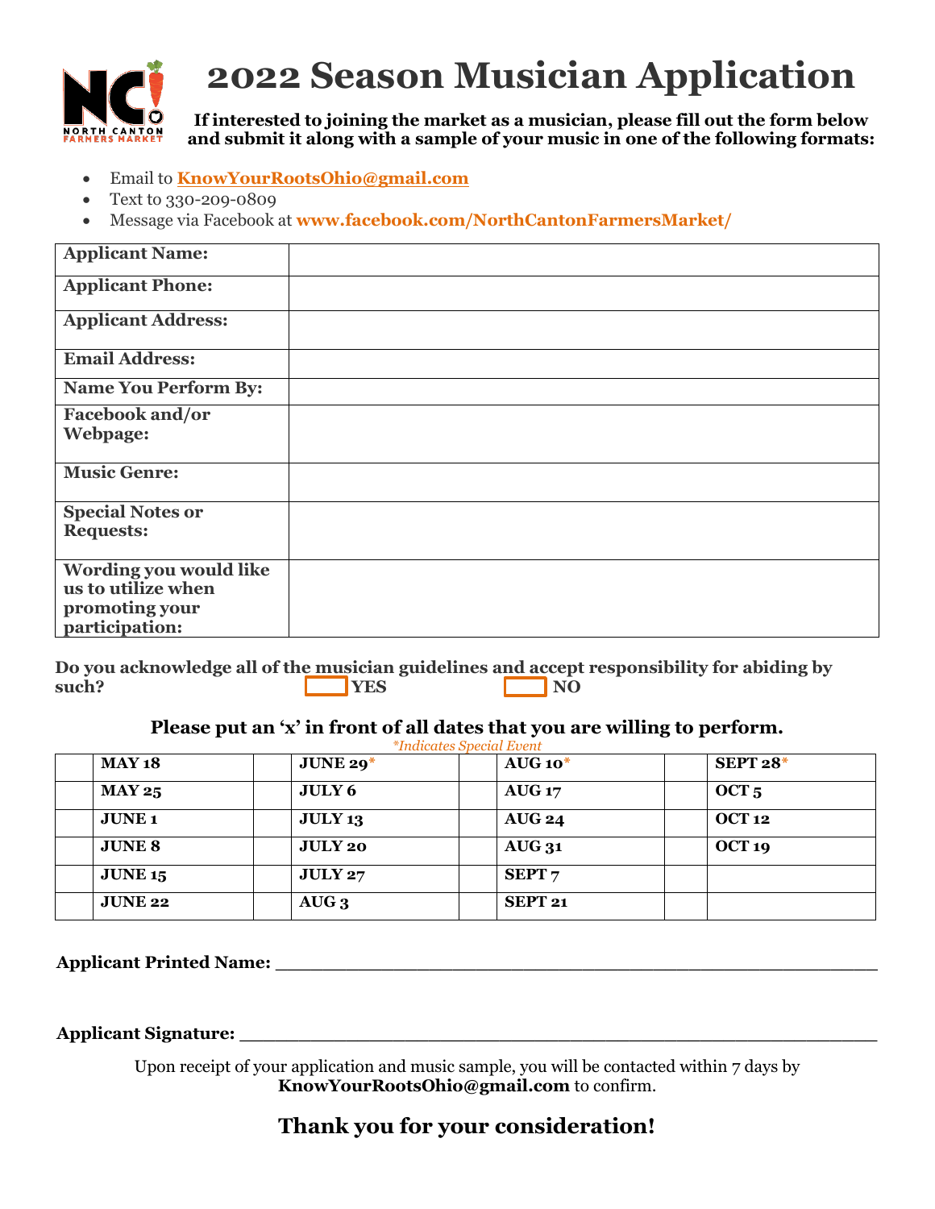# 2022 Season Musician Application

**If interested to joining the market as a musician, please fill out the form below and submit it along with a sample of your music in one of the following formats:**

- Email to **KnowYourRootsOhio@gmail.com**
- Text to 330-209-0809
- Message via Facebook at **www.facebook.com/NorthCantonFarmersMarket/**

| | |
|---|---|
| **Applicant Name:** | |
| **Applicant Phone:** | |
| **Applicant Address:** | |
| **Email Address:** | |
| **Name You Perform By:** | |
| **Facebook and/or Webpage:** | |
| **Music Genre:** | |
| **Special Notes or Requests:** | |
| **Wording you would like us to utilize when promoting your participation:** | |

**Do you acknowledge all of the musician guidelines and accept responsibility for abiding by such?** ☐ **YES** ☐ **NO**

**Please put an 'x' in front of all dates that you are willing to perform.**

*\*Indicates Special Event*

| | | | | | | | |
|---|---|---|---|---|---|---|---|
| | **MAY 18** | | **JUNE 29*** | | **AUG 10*** | | **SEPT 28*** |
| | **MAY 25** | | **JULY 6** | | **AUG 17** | | **OCT 5** |
| | **JUNE 1** | | **JULY 13** | | **AUG 24** | | **OCT 12** |
| | **JUNE 8** | | **JULY 20** | | **AUG 31** | | **OCT 19** |
| | **JUNE 15** | | **JULY 27** | | **SEPT 7** | | |
| | **JUNE 22** | | **AUG 3** | | **SEPT 21** | | |

**Applicant Printed Name:** ______________________________________________

**Applicant Signature:** ________________________________________________

Upon receipt of your application and music sample, you will be contacted within 7 days by **KnowYourRootsOhio@gmail.com** to confirm.

## Thank you for your consideration!